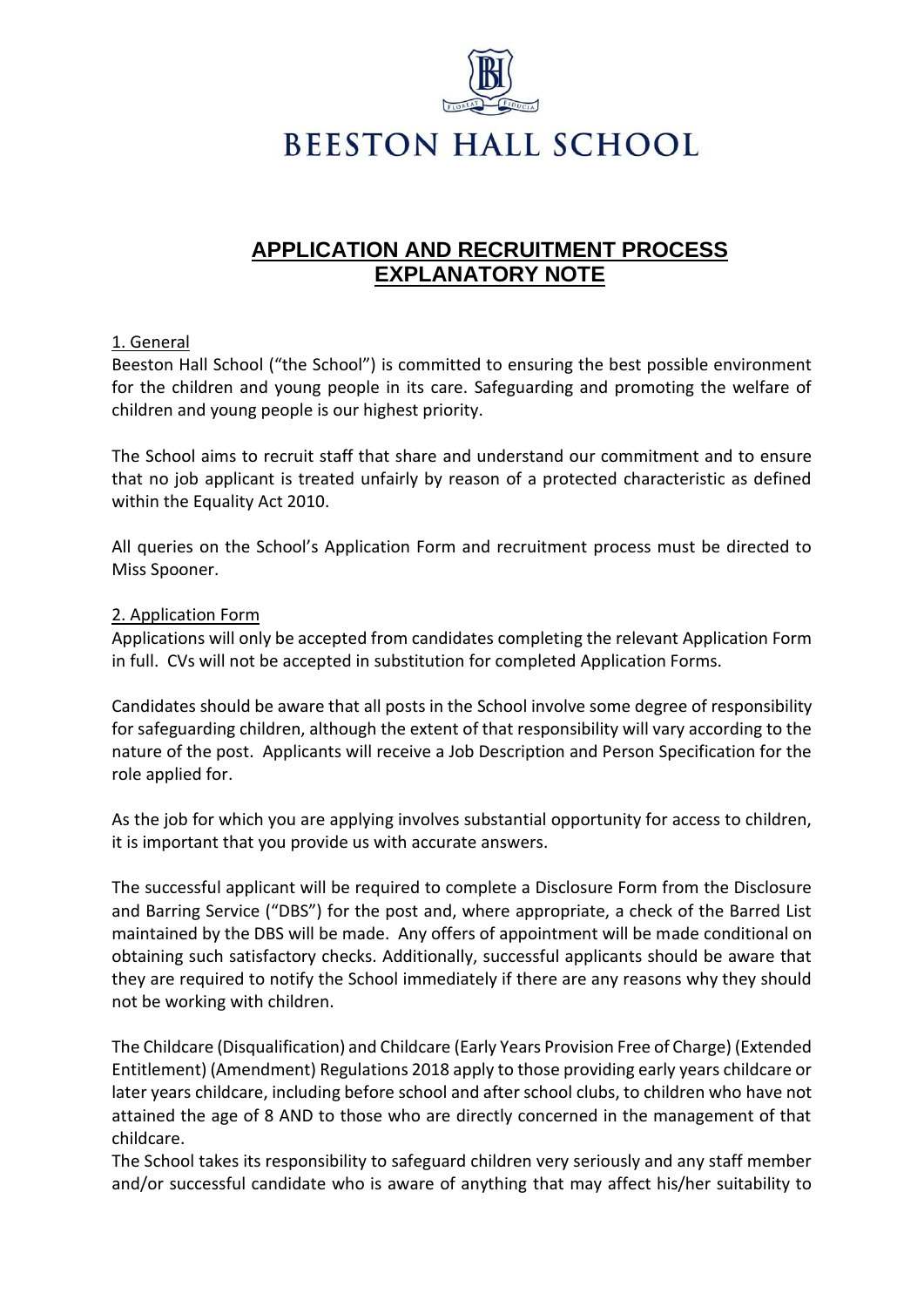# BEESTON HALL SCHOOL

## APPLICATION AND RECRUITMENT PROCESS EXPLANATORY NOTE

### 1. General

Beeston Hall School ("the School") is committed to ensuring the best possible environment for the children and young people in its care. Safeguarding and promoting the welfare of children and young people is our highest priority.

The School aims to recruit staff that share and understand our commitment and to ensure that no job applicant is treated unfairly by reason of a protected characteristic as defined within the Equality Act 2010.

All queries on the School's Application Form and recruitment process must be directed to Miss Spooner.

### 2. Application Form

Applications will only be accepted from candidates completing the relevant Application Form in full. CVs will not be accepted in substitution for completed Application Forms.

Candidates should be aware that all posts in the School involve some degree of responsibility for safeguarding children, although the extent of that responsibility will vary according to the nature of the post. Applicants will receive a Job Description and Person Specification for the role applied for.

As the job for which you are applying involves substantial opportunity for access to children, it is important that you provide us with accurate answers.

The successful applicant will be required to complete a Disclosure Form from the Disclosure and Barring Service ("DBS") for the post and, where appropriate, a check of the Barred List maintained by the DBS will be made. Any offers of appointment will be made conditional on obtaining such satisfactory checks. Additionally, successful applicants should be aware that they are required to notify the School immediately if there are any reasons why they should not be working with children.

The Childcare (Disqualification) and Childcare (Early Years Provision Free of Charge) (Extended Entitlement) (Amendment) Regulations 2018 apply to those providing early years childcare or later years childcare, including before school and after school clubs, to children who have not attained the age of 8 AND to those who are directly concerned in the management of that childcare.

The School takes its responsibility to safeguard children very seriously and any staff member and/or successful candidate who is aware of anything that may affect his/her suitability to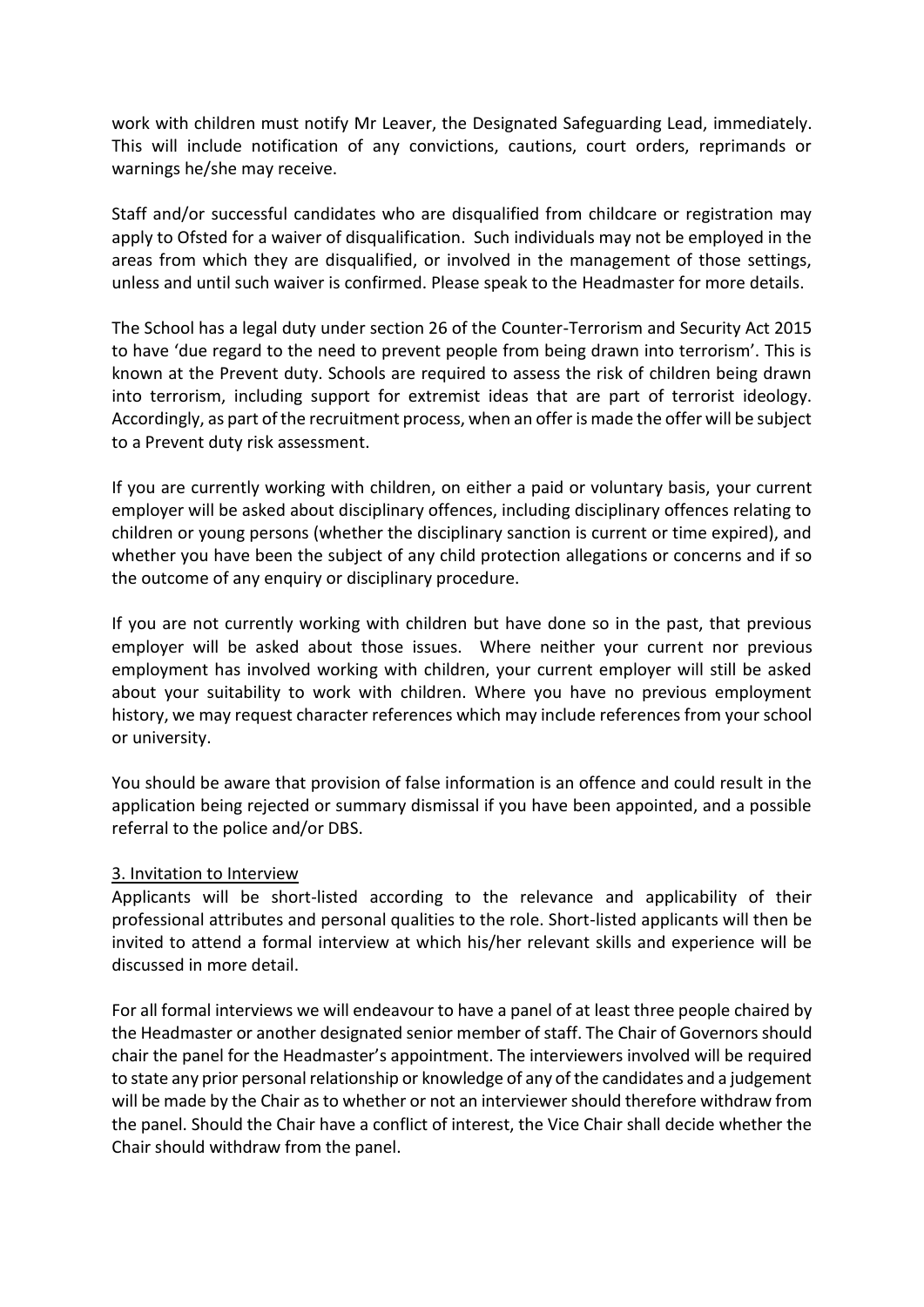work with children must notify Mr Leaver, the Designated Safeguarding Lead, immediately. This will include notification of any convictions, cautions, court orders, reprimands or warnings he/she may receive.

Staff and/or successful candidates who are disqualified from childcare or registration may apply to Ofsted for a waiver of disqualification. Such individuals may not be employed in the areas from which they are disqualified, or involved in the management of those settings, unless and until such waiver is confirmed. Please speak to the Headmaster for more details.

The School has a legal duty under section 26 of the Counter-Terrorism and Security Act 2015 to have 'due regard to the need to prevent people from being drawn into terrorism'. This is known at the Prevent duty. Schools are required to assess the risk of children being drawn into terrorism, including support for extremist ideas that are part of terrorist ideology. Accordingly, as part of the recruitment process, when an offer is made the offer will be subject to a Prevent duty risk assessment.

If you are currently working with children, on either a paid or voluntary basis, your current employer will be asked about disciplinary offences, including disciplinary offences relating to children or young persons (whether the disciplinary sanction is current or time expired), and whether you have been the subject of any child protection allegations or concerns and if so the outcome of any enquiry or disciplinary procedure.

If you are not currently working with children but have done so in the past, that previous employer will be asked about those issues. Where neither your current nor previous employment has involved working with children, your current employer will still be asked about your suitability to work with children. Where you have no previous employment history, we may request character references which may include references from your school or university.

You should be aware that provision of false information is an offence and could result in the application being rejected or summary dismissal if you have been appointed, and a possible referral to the police and/or DBS.

## 3. Invitation to Interview

Applicants will be short-listed according to the relevance and applicability of their professional attributes and personal qualities to the role. Short-listed applicants will then be invited to attend a formal interview at which his/her relevant skills and experience will be discussed in more detail.

For all formal interviews we will endeavour to have a panel of at least three people chaired by the Headmaster or another designated senior member of staff. The Chair of Governors should chair the panel for the Headmaster's appointment. The interviewers involved will be required to state any prior personal relationship or knowledge of any of the candidates and a judgement will be made by the Chair as to whether or not an interviewer should therefore withdraw from the panel. Should the Chair have a conflict of interest, the Vice Chair shall decide whether the Chair should withdraw from the panel.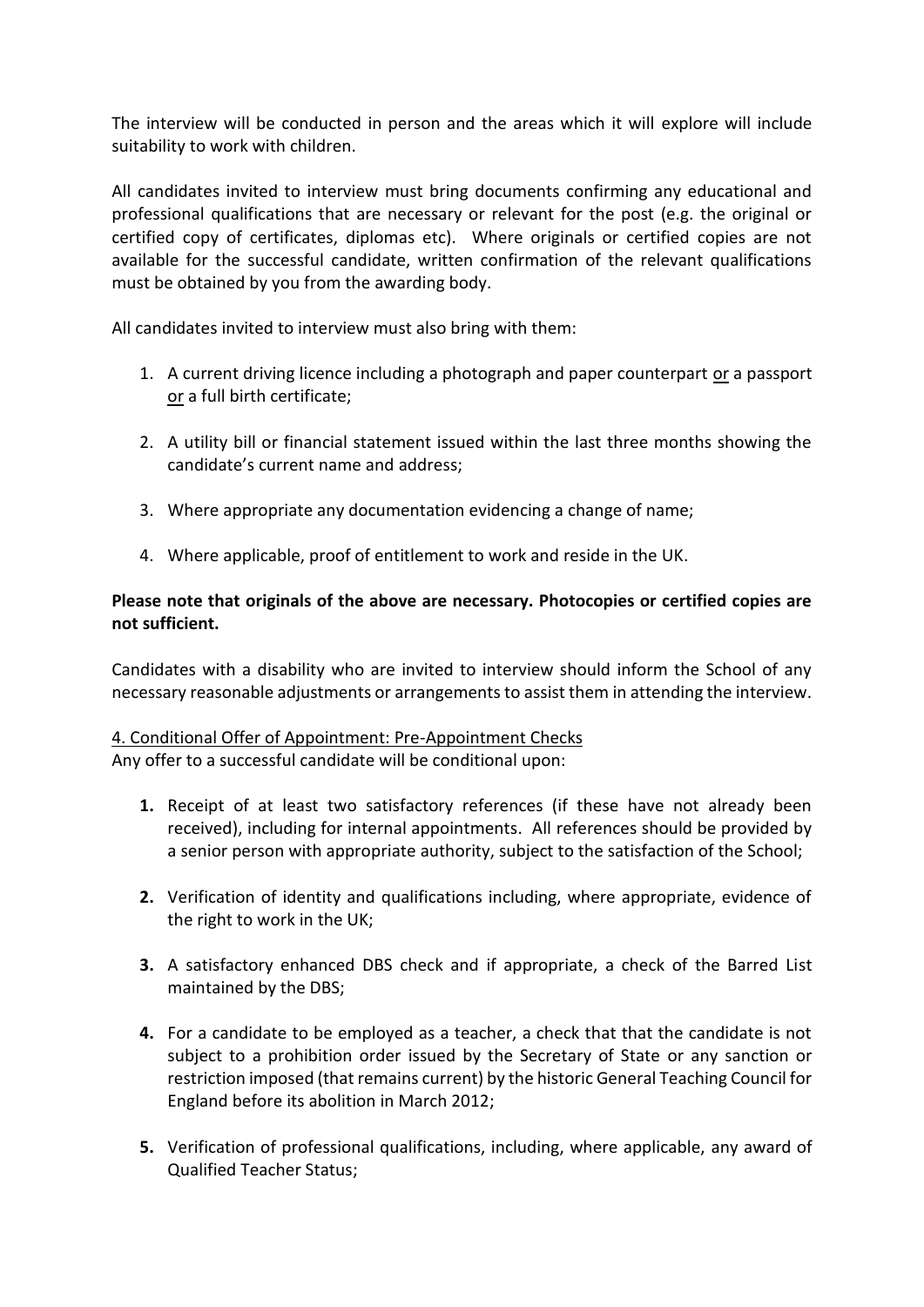The interview will be conducted in person and the areas which it will explore will include suitability to work with children.

All candidates invited to interview must bring documents confirming any educational and professional qualifications that are necessary or relevant for the post (e.g. the original or certified copy of certificates, diplomas etc). Where originals or certified copies are not available for the successful candidate, written confirmation of the relevant qualifications must be obtained by you from the awarding body.

All candidates invited to interview must also bring with them:

1. A current driving licence including a photograph and paper counterpart <u>or</u> a passport <u>or</u> a full birth certificate;
2. A utility bill or financial statement issued within the last three months showing the candidate's current name and address;
3. Where appropriate any documentation evidencing a change of name;
4. Where applicable, proof of entitlement to work and reside in the UK.

**Please note that originals of the above are necessary. Photocopies or certified copies are not sufficient.**

Candidates with a disability who are invited to interview should inform the School of any necessary reasonable adjustments or arrangements to assist them in attending the interview.

<u>4. Conditional Offer of Appointment: Pre-Appointment Checks</u>

Any offer to a successful candidate will be conditional upon:

1. Receipt of at least two satisfactory references (if these have not already been received), including for internal appointments. All references should be provided by a senior person with appropriate authority, subject to the satisfaction of the School;
2. Verification of identity and qualifications including, where appropriate, evidence of the right to work in the UK;
3. A satisfactory enhanced DBS check and if appropriate, a check of the Barred List maintained by the DBS;
4. For a candidate to be employed as a teacher, a check that that the candidate is not subject to a prohibition order issued by the Secretary of State or any sanction or restriction imposed (that remains current) by the historic General Teaching Council for England before its abolition in March 2012;
5. Verification of professional qualifications, including, where applicable, any award of Qualified Teacher Status;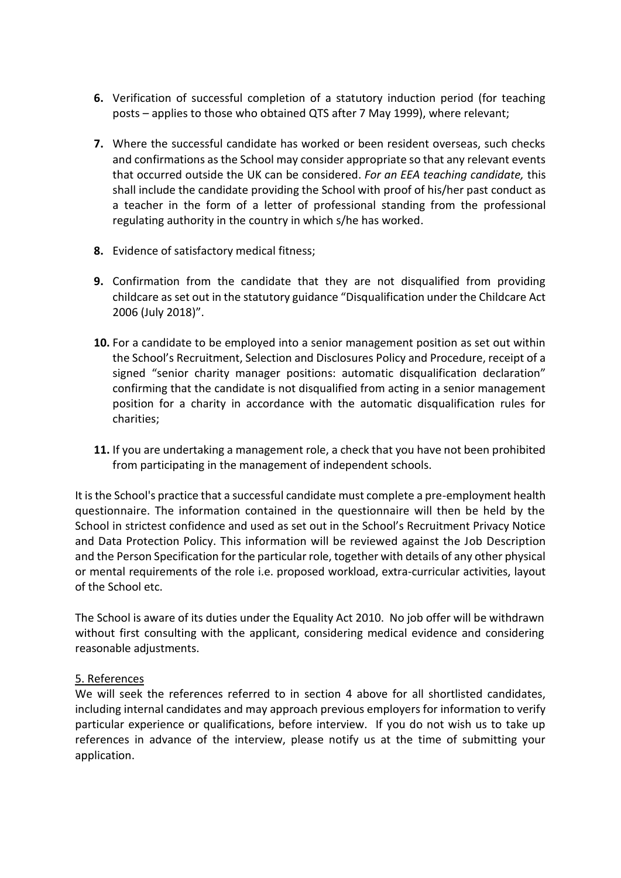6. Verification of successful completion of a statutory induction period (for teaching posts – applies to those who obtained QTS after 7 May 1999), where relevant;

7. Where the successful candidate has worked or been resident overseas, such checks and confirmations as the School may consider appropriate so that any relevant events that occurred outside the UK can be considered. *For an EEA teaching candidate,* this shall include the candidate providing the School with proof of his/her past conduct as a teacher in the form of a letter of professional standing from the professional regulating authority in the country in which s/he has worked.

8. Evidence of satisfactory medical fitness;

9. Confirmation from the candidate that they are not disqualified from providing childcare as set out in the statutory guidance "Disqualification under the Childcare Act 2006 (July 2018)".

10. For a candidate to be employed into a senior management position as set out within the School's Recruitment, Selection and Disclosures Policy and Procedure, receipt of a signed "senior charity manager positions: automatic disqualification declaration" confirming that the candidate is not disqualified from acting in a senior management position for a charity in accordance with the automatic disqualification rules for charities;

11. If you are undertaking a management role, a check that you have not been prohibited from participating in the management of independent schools.

It is the School's practice that a successful candidate must complete a pre-employment health questionnaire. The information contained in the questionnaire will then be held by the School in strictest confidence and used as set out in the School's Recruitment Privacy Notice and Data Protection Policy. This information will be reviewed against the Job Description and the Person Specification for the particular role, together with details of any other physical or mental requirements of the role i.e. proposed workload, extra-curricular activities, layout of the School etc.

The School is aware of its duties under the Equality Act 2010. No job offer will be withdrawn without first consulting with the applicant, considering medical evidence and considering reasonable adjustments.

## 5. References

We will seek the references referred to in section 4 above for all shortlisted candidates, including internal candidates and may approach previous employers for information to verify particular experience or qualifications, before interview. If you do not wish us to take up references in advance of the interview, please notify us at the time of submitting your application.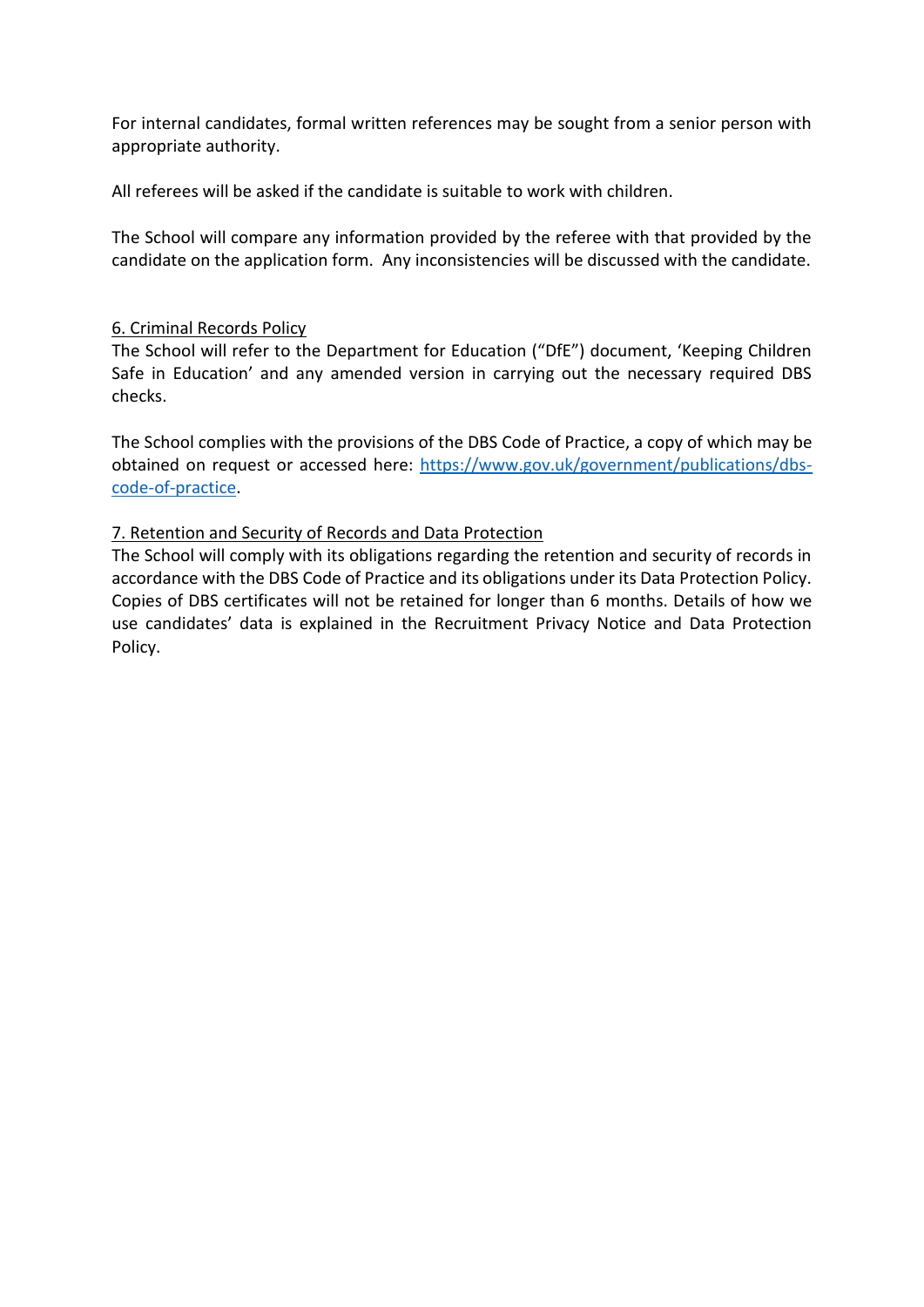For internal candidates, formal written references may be sought from a senior person with appropriate authority.

All referees will be asked if the candidate is suitable to work with children.

The School will compare any information provided by the referee with that provided by the candidate on the application form. Any inconsistencies will be discussed with the candidate.

## 6. Criminal Records Policy

The School will refer to the Department for Education ("DfE") document, 'Keeping Children Safe in Education' and any amended version in carrying out the necessary required DBS checks.

The School complies with the provisions of the DBS Code of Practice, a copy of which may be obtained on request or accessed here: [https://www.gov.uk/government/publications/dbs-code-of-practice](https://www.gov.uk/government/publications/dbs-code-of-practice).

## 7. Retention and Security of Records and Data Protection

The School will comply with its obligations regarding the retention and security of records in accordance with the DBS Code of Practice and its obligations under its Data Protection Policy. Copies of DBS certificates will not be retained for longer than 6 months. Details of how we use candidates' data is explained in the Recruitment Privacy Notice and Data Protection Policy.